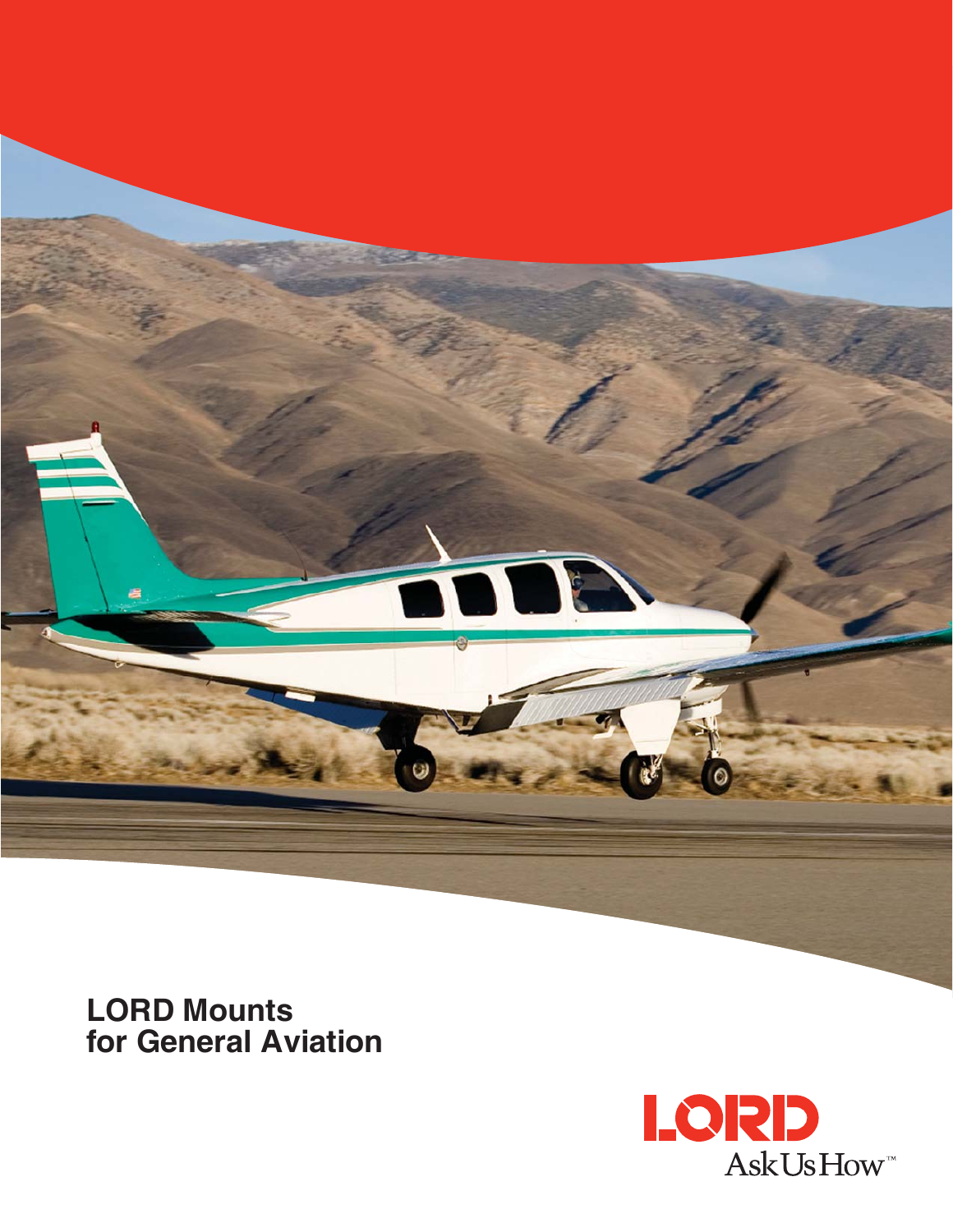# LORD Mounts for General Aviation

LORD

AskUsHow™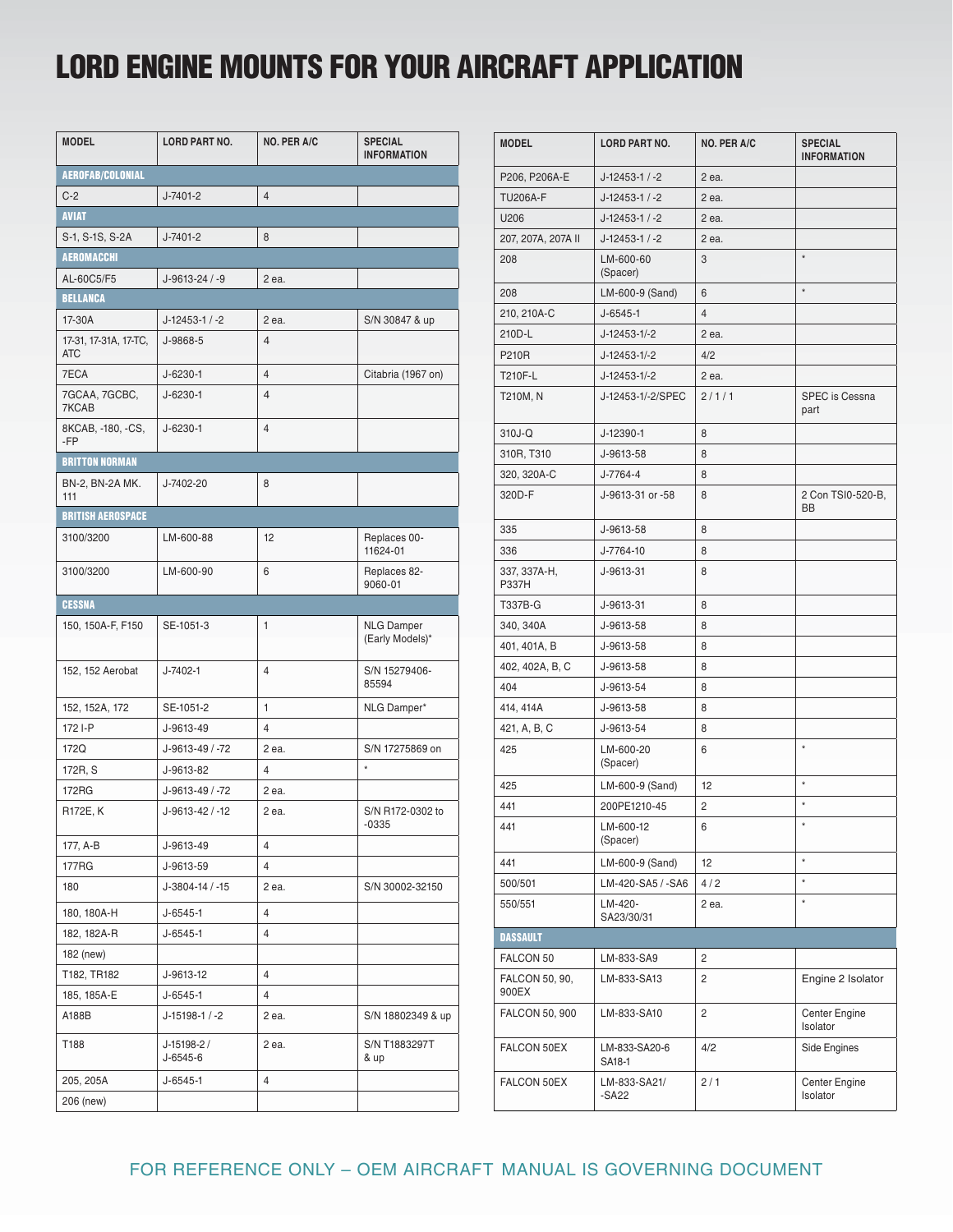# LORD ENGINE MOUNTS FOR YOUR AIRCRAFT APPLICATION

| MODEL | LORD PART NO. | NO. PER A/C | SPECIAL INFORMATION |
|---|---|---|---|
| **AEROFAB/COLONIAL** | | | |
| C-2 | J-7401-2 | 4 | |
| **AVIAT** | | | |
| S-1, S-1S, S-2A | J-7401-2 | 8 | |
| **AEROMACCHI** | | | |
| AL-60C5/F5 | J-9613-24 / -9 | 2 ea. | |
| **BELLANCA** | | | |
| 17-30A | J-12453-1 / -2 | 2 ea. | S/N 30847 & up |
| 17-31, 17-31A, 17-TC, ATC | J-9868-5 | 4 | |
| 7ECA | J-6230-1 | 4 | Citabria (1967 on) |
| 7GCAA, 7GCBC, 7KCAB | J-6230-1 | 4 | |
| 8KCAB, -180, -CS, -FP | J-6230-1 | 4 | |
| **BRITTON NORMAN** | | | |
| BN-2, BN-2A MK. 111 | J-7402-20 | 8 | |
| **BRITISH AEROSPACE** | | | |
| 3100/3200 | LM-600-88 | 12 | Replaces 00-11624-01 |
| 3100/3200 | LM-600-90 | 6 | Replaces 82-9060-01 |
| **CESSNA** | | | |
| 150, 150A-F, F150 | SE-1051-3 | 1 | NLG Damper (Early Models)* |
| 152, 152 Aerobat | J-7402-1 | 4 | S/N 15279406-85594 |
| 152, 152A, 172 | SE-1051-2 | 1 | NLG Damper* |
| 172 I-P | J-9613-49 | 4 | |
| 172Q | J-9613-49 / -72 | 2 ea. | S/N 17275869 on |
| 172R, S | J-9613-82 | 4 | * |
| 172RG | J-9613-49 / -72 | 2 ea. | |
| R172E, K | J-9613-42 / -12 | 2 ea. | S/N R172-0302 to -0335 |
| 177, A-B | J-9613-49 | 4 | |
| 177RG | J-9613-59 | 4 | |
| 180 | J-3804-14 / -15 | 2 ea. | S/N 30002-32150 |
| 180, 180A-H | J-6545-1 | 4 | |
| 182, 182A-R | J-6545-1 | 4 | |
| 182 (new) | | | |
| T182, TR182 | J-9613-12 | 4 | |
| 185, 185A-E | J-6545-1 | 4 | |
| A188B | J-15198-1 / -2 | 2 ea. | S/N 18802349 & up |
| T188 | J-15198-2 / J-6545-6 | 2 ea. | S/N T1883297T & up |
| 205, 205A | J-6545-1 | 4 | |
| 206 (new) | | | |
| P206, P206A-E | J-12453-1 / -2 | 2 ea. | |
| TU206A-F | J-12453-1 / -2 | 2 ea. | |
| U206 | J-12453-1 / -2 | 2 ea. | |
| 207, 207A, 207A II | J-12453-1 / -2 | 2 ea. | |
| 208 | LM-600-60 (Spacer) | 3 | * |
| 208 | LM-600-9 (Sand) | 6 | * |
| 210, 210A-C | J-6545-1 | 4 | |
| 210D-L | J-12453-1/-2 | 2 ea. | |
| P210R | J-12453-1/-2 | 4/2 | |
| T210F-L | J-12453-1/-2 | 2 ea. | |
| T210M, N | J-12453-1/-2/SPEC | 2 / 1 / 1 | SPEC is Cessna part |
| 310J-Q | J-12390-1 | 8 | |
| 310R, T310 | J-9613-58 | 8 | |
| 320, 320A-C | J-7764-4 | 8 | |
| 320D-F | J-9613-31 or -58 | 8 | 2 Con TSI0-520-B, BB |
| 335 | J-9613-58 | 8 | |
| 336 | J-7764-10 | 8 | |
| 337, 337A-H, P337H | J-9613-31 | 8 | |
| T337B-G | J-9613-31 | 8 | |
| 340, 340A | J-9613-58 | 8 | |
| 401, 401A, B | J-9613-58 | 8 | |
| 402, 402A, B, C | J-9613-58 | 8 | |
| 404 | J-9613-54 | 8 | |
| 414, 414A | J-9613-58 | 8 | |
| 421, A, B, C | J-9613-54 | 8 | |
| 425 | LM-600-20 (Spacer) | 6 | * |
| 425 | LM-600-9 (Sand) | 12 | * |
| 441 | 200PE1210-45 | 2 | * |
| 441 | LM-600-12 (Spacer) | 6 | * |
| 441 | LM-600-9 (Sand) | 12 | * |
| 500/501 | LM-420-SA5 / -SA6 | 4 / 2 | * |
| 550/551 | LM-420-SA23/30/31 | 2 ea. | * |
| **DASSAULT** | | | |
| FALCON 50 | LM-833-SA9 | 2 | |
| FALCON 50, 90, 900EX | LM-833-SA13 | 2 | Engine 2 Isolator |
| FALCON 50, 900 | LM-833-SA10 | 2 | Center Engine Isolator |
| FALCON 50EX | LM-833-SA20-6 SA18-1 | 4/2 | Side Engines |
| FALCON 50EX | LM-833-SA21/ -SA22 | 2 / 1 | Center Engine Isolator |

FOR REFERENCE ONLY – OEM AIRCRAFT MANUAL IS GOVERNING DOCUMENT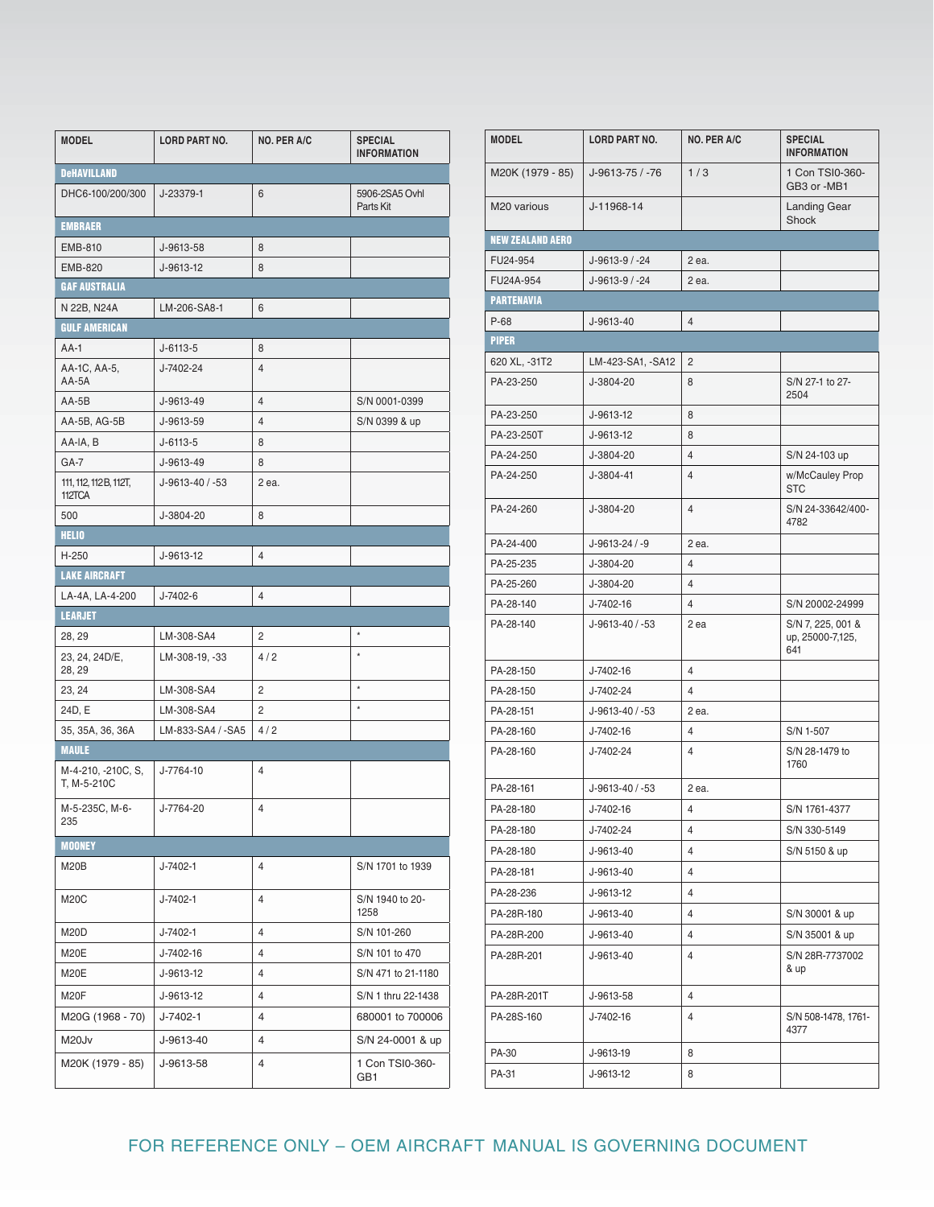| MODEL | LORD PART NO. | NO. PER A/C | SPECIAL INFORMATION |
|---|---|---|---|
| **DeHAVILLAND** | | | |
| DHC6-100/200/300 | J-23379-1 | 6 | 5906-2SA5 Ovhl Parts Kit |
| **EMBRAER** | | | |
| EMB-810 | J-9613-58 | 8 | |
| EMB-820 | J-9613-12 | 8 | |
| **GAF AUSTRALIA** | | | |
| N 22B, N24A | LM-206-SA8-1 | 6 | |
| **GULF AMERICAN** | | | |
| AA-1 | J-6113-5 | 8 | |
| AA-1C, AA-5, AA-5A | J-7402-24 | 4 | |
| AA-5B | J-9613-49 | 4 | S/N 0001-0399 |
| AA-5B, AG-5B | J-9613-59 | 4 | S/N 0399 & up |
| AA-IA, B | J-6113-5 | 8 | |
| GA-7 | J-9613-49 | 8 | |
| 111, 112, 112B, 112T, 112TCA | J-9613-40 / -53 | 2 ea. | |
| 500 | J-3804-20 | 8 | |
| **HELIO** | | | |
| H-250 | J-9613-12 | 4 | |
| **LAKE AIRCRAFT** | | | |
| LA-4A, LA-4-200 | J-7402-6 | 4 | |
| **LEARJET** | | | |
| 28, 29 | LM-308-SA4 | 2 | * |
| 23, 24, 24D/E, 28, 29 | LM-308-19, -33 | 4 / 2 | * |
| 23, 24 | LM-308-SA4 | 2 | * |
| 24D, E | LM-308-SA4 | 2 | * |
| 35, 35A, 36, 36A | LM-833-SA4 / -SA5 | 4 / 2 | |
| **MAULE** | | | |
| M-4-210, -210C, S, T, M-5-210C | J-7764-10 | 4 | |
| M-5-235C, M-6-235 | J-7764-20 | 4 | |
| **MOONEY** | | | |
| M20B | J-7402-1 | 4 | S/N 1701 to 1939 |
| M20C | J-7402-1 | 4 | S/N 1940 to 20-1258 |
| M20D | J-7402-1 | 4 | S/N 101-260 |
| M20E | J-7402-16 | 4 | S/N 101 to 470 |
| M20E | J-9613-12 | 4 | S/N 471 to 21-1180 |
| M20F | J-9613-12 | 4 | S/N 1 thru 22-1438 |
| M20G (1968 - 70) | J-7402-1 | 4 | 680001 to 700006 |
| M20Jv | J-9613-40 | 4 | S/N 24-0001 & up |
| M20K (1979 - 85) | J-9613-58 | 4 | 1 Con TSI0-360-GB1 |
| M20K (1979 - 85) | J-9613-75 / -76 | 1 / 3 | 1 Con TSI0-360-GB3 or -MB1 |
| M20 various | J-11968-14 | | Landing Gear Shock |
| **NEW ZEALAND AERO** | | | |
| FU24-954 | J-9613-9 / -24 | 2 ea. | |
| FU24A-954 | J-9613-9 / -24 | 2 ea. | |
| **PARTENAVIA** | | | |
| P-68 | J-9613-40 | 4 | |
| **PIPER** | | | |
| 620 XL, -31T2 | LM-423-SA1, -SA12 | 2 | |
| PA-23-250 | J-3804-20 | 8 | S/N 27-1 to 27-2504 |
| PA-23-250 | J-9613-12 | 8 | |
| PA-23-250T | J-9613-12 | 8 | |
| PA-24-250 | J-3804-20 | 4 | S/N 24-103 up |
| PA-24-250 | J-3804-41 | 4 | w/McCauley Prop STC |
| PA-24-260 | J-3804-20 | 4 | S/N 24-33642/400-4782 |
| PA-24-400 | J-9613-24 / -9 | 2 ea. | |
| PA-25-235 | J-3804-20 | 4 | |
| PA-25-260 | J-3804-20 | 4 | |
| PA-28-140 | J-7402-16 | 4 | S/N 20002-24999 |
| PA-28-140 | J-9613-40 / -53 | 2 ea | S/N 7, 225, 001 & up, 25000-7,125, 641 |
| PA-28-150 | J-7402-16 | 4 | |
| PA-28-150 | J-7402-24 | 4 | |
| PA-28-151 | J-9613-40 / -53 | 2 ea. | |
| PA-28-160 | J-7402-16 | 4 | S/N 1-507 |
| PA-28-160 | J-7402-24 | 4 | S/N 28-1479 to 1760 |
| PA-28-161 | J-9613-40 / -53 | 2 ea. | |
| PA-28-180 | J-7402-16 | 4 | S/N 1761-4377 |
| PA-28-180 | J-7402-24 | 4 | S/N 330-5149 |
| PA-28-180 | J-9613-40 | 4 | S/N 5150 & up |
| PA-28-181 | J-9613-40 | 4 | |
| PA-28-236 | J-9613-12 | 4 | |
| PA-28R-180 | J-9613-40 | 4 | S/N 30001 & up |
| PA-28R-200 | J-9613-40 | 4 | S/N 35001 & up |
| PA-28R-201 | J-9613-40 | 4 | S/N 28R-7737002 & up |
| PA-28R-201T | J-9613-58 | 4 | |
| PA-28S-160 | J-7402-16 | 4 | S/N 508-1478, 1761-4377 |
| PA-30 | J-9613-19 | 8 | |
| PA-31 | J-9613-12 | 8 | |

FOR REFERENCE ONLY – OEM AIRCRAFT MANUAL IS GOVERNING DOCUMENT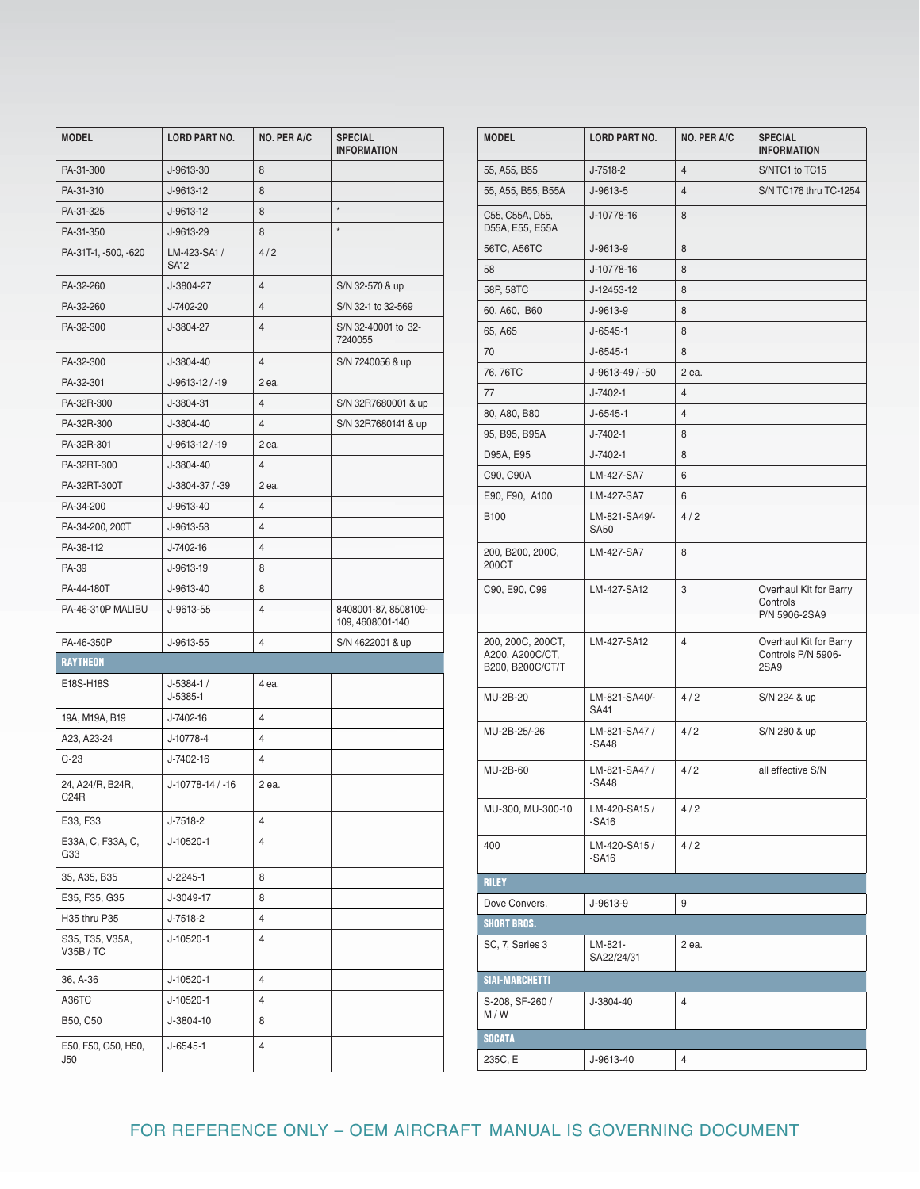| MODEL | LORD PART NO. | NO. PER A/C | SPECIAL INFORMATION |
|---|---|---|---|
| PA-31-300 | J-9613-30 | 8 | |
| PA-31-310 | J-9613-12 | 8 | |
| PA-31-325 | J-9613-12 | 8 | * |
| PA-31-350 | J-9613-29 | 8 | * |
| PA-31T-1, -500, -620 | LM-423-SA1 / SA12 | 4 / 2 | |
| PA-32-260 | J-3804-27 | 4 | S/N 32-570 & up |
| PA-32-260 | J-7402-20 | 4 | S/N 32-1 to 32-569 |
| PA-32-300 | J-3804-27 | 4 | S/N 32-40001 to 32-7240055 |
| PA-32-300 | J-3804-40 | 4 | S/N 7240056 & up |
| PA-32-301 | J-9613-12 / -19 | 2 ea. | |
| PA-32R-300 | J-3804-31 | 4 | S/N 32R7680001 & up |
| PA-32R-300 | J-3804-40 | 4 | S/N 32R7680141 & up |
| PA-32R-301 | J-9613-12 / -19 | 2 ea. | |
| PA-32RT-300 | J-3804-40 | 4 | |
| PA-32RT-300T | J-3804-37 / -39 | 2 ea. | |
| PA-34-200 | J-9613-40 | 4 | |
| PA-34-200, 200T | J-9613-58 | 4 | |
| PA-38-112 | J-7402-16 | 4 | |
| PA-39 | J-9613-19 | 8 | |
| PA-44-180T | J-9613-40 | 8 | |
| PA-46-310P MALIBU | J-9613-55 | 4 | 8408001-87, 8508109-109, 4608001-140 |
| PA-46-350P | J-9613-55 | 4 | S/N 4622001 & up |
| **RAYTHEON** | | | |
| E18S-H18S | J-5384-1 / J-5385-1 | 4 ea. | |
| 19A, M19A, B19 | J-7402-16 | 4 | |
| A23, A23-24 | J-10778-4 | 4 | |
| C-23 | J-7402-16 | 4 | |
| 24, A24/R, B24R, C24R | J-10778-14 / -16 | 2 ea. | |
| E33, F33 | J-7518-2 | 4 | |
| E33A, C, F33A, C, G33 | J-10520-1 | 4 | |
| 35, A35, B35 | J-2245-1 | 8 | |
| E35, F35, G35 | J-3049-17 | 8 | |
| H35 thru P35 | J-7518-2 | 4 | |
| S35, T35, V35A, V35B / TC | J-10520-1 | 4 | |
| 36, A-36 | J-10520-1 | 4 | |
| A36TC | J-10520-1 | 4 | |
| B50, C50 | J-3804-10 | 8 | |
| E50, F50, G50, H50, J50 | J-6545-1 | 4 | |
| 55, A55, B55 | J-7518-2 | 4 | S/NTC1 to TC15 |
| 55, A55, B55, B55A | J-9613-5 | 4 | S/N TC176 thru TC-1254 |
| C55, C55A, D55, D55A, E55, E55A | J-10778-16 | 8 | |
| 56TC, A56TC | J-9613-9 | 8 | |
| 58 | J-10778-16 | 8 | |
| 58P, 58TC | J-12453-12 | 8 | |
| 60, A60, B60 | J-9613-9 | 8 | |
| 65, A65 | J-6545-1 | 8 | |
| 70 | J-6545-1 | 8 | |
| 76, 76TC | J-9613-49 / -50 | 2 ea. | |
| 77 | J-7402-1 | 4 | |
| 80, A80, B80 | J-6545-1 | 4 | |
| 95, B95, B95A | J-7402-1 | 8 | |
| D95A, E95 | J-7402-1 | 8 | |
| C90, C90A | LM-427-SA7 | 6 | |
| E90, F90, A100 | LM-427-SA7 | 6 | |
| B100 | LM-821-SA49/-SA50 | 4 / 2 | |
| 200, B200, 200C, 200CT | LM-427-SA7 | 8 | |
| C90, E90, C99 | LM-427-SA12 | 3 | Overhaul Kit for Barry Controls P/N 5906-2SA9 |
| 200, 200C, 200CT, A200, A200C/CT, B200, B200C/CT/T | LM-427-SA12 | 4 | Overhaul Kit for Barry Controls P/N 5906-2SA9 |
| MU-2B-20 | LM-821-SA40/-SA41 | 4 / 2 | S/N 224 & up |
| MU-2B-25/-26 | LM-821-SA47 / -SA48 | 4 / 2 | S/N 280 & up |
| MU-2B-60 | LM-821-SA47 / -SA48 | 4 / 2 | all effective S/N |
| MU-300, MU-300-10 | LM-420-SA15 / -SA16 | 4 / 2 | |
| 400 | LM-420-SA15 / -SA16 | 4 / 2 | |
| **RILEY** | | | |
| Dove Convers. | J-9613-9 | 9 | |
| **SHORT BROS.** | | | |
| SC, 7, Series 3 | LM-821-SA22/24/31 | 2 ea. | |
| **SIAI-MARCHETTI** | | | |
| S-208, SF-260 / M / W | J-3804-40 | 4 | |
| **SOCATA** | | | |
| 235C, E | J-9613-40 | 4 | |

FOR REFERENCE ONLY – OEM AIRCRAFT MANUAL IS GOVERNING DOCUMENT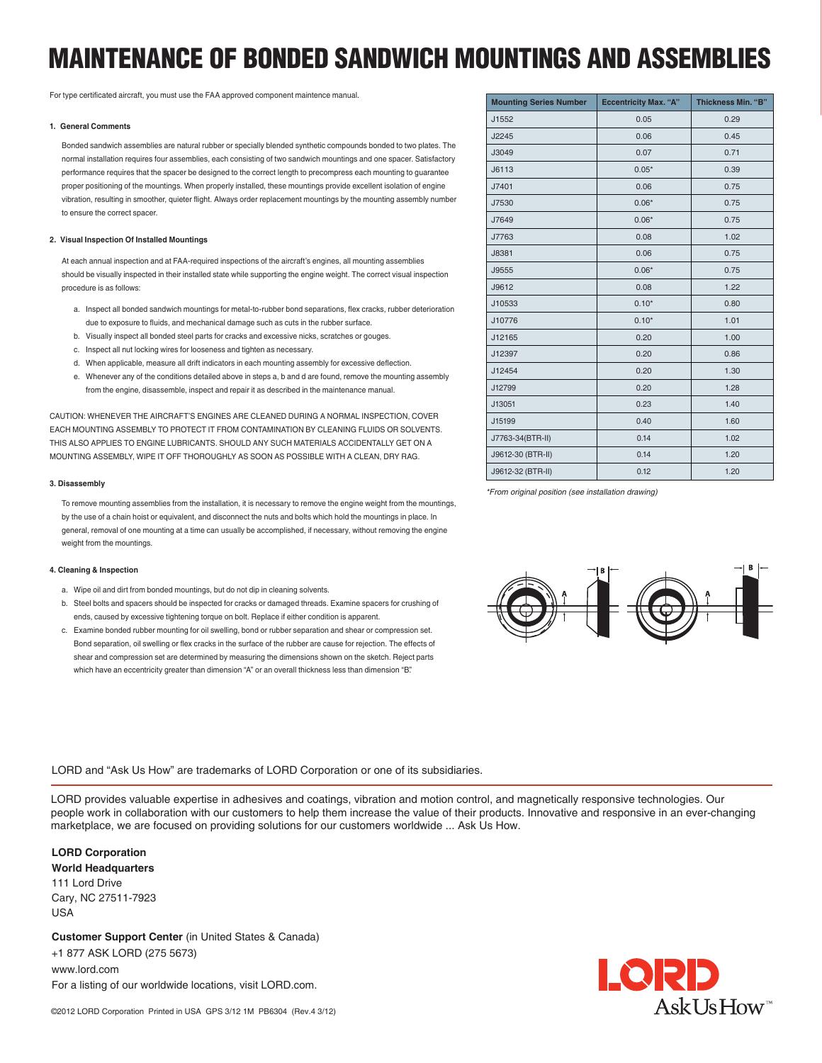# MAINTENANCE OF BONDED SANDWICH MOUNTINGS AND ASSEMBLIES

For type certificated aircraft, you must use the FAA approved component maintence manual.

#### 1. General Comments

Bonded sandwich assemblies are natural rubber or specially blended synthetic compounds bonded to two plates. The normal installation requires four assemblies, each consisting of two sandwich mountings and one spacer. Satisfactory performance requires that the spacer be designed to the correct length to precompress each mounting to guarantee proper positioning of the mountings. When properly installed, these mountings provide excellent isolation of engine vibration, resulting in smoother, quieter flight. Always order replacement mountings by the mounting assembly number to ensure the correct spacer.

#### 2. Visual Inspection Of Installed Mountings

At each annual inspection and at FAA-required inspections of the aircraft's engines, all mounting assemblies should be visually inspected in their installed state while supporting the engine weight. The correct visual inspection procedure is as follows:

a. Inspect all bonded sandwich mountings for metal-to-rubber bond separations, flex cracks, rubber deterioration due to exposure to fluids, and mechanical damage such as cuts in the rubber surface.
b. Visually inspect all bonded steel parts for cracks and excessive nicks, scratches or gouges.
c. Inspect all nut locking wires for looseness and tighten as necessary.
d. When applicable, measure all drift indicators in each mounting assembly for excessive deflection.
e. Whenever any of the conditions detailed above in steps a, b and d are found, remove the mounting assembly from the engine, disassemble, inspect and repair it as described in the maintenance manual.

CAUTION: WHENEVER THE AIRCRAFT'S ENGINES ARE CLEANED DURING A NORMAL INSPECTION, COVER EACH MOUNTING ASSEMBLY TO PROTECT IT FROM CONTAMINATION BY CLEANING FLUIDS OR SOLVENTS. THIS ALSO APPLIES TO ENGINE LUBRICANTS. SHOULD ANY SUCH MATERIALS ACCIDENTALLY GET ON A MOUNTING ASSEMBLY, WIPE IT OFF THOROUGHLY AS SOON AS POSSIBLE WITH A CLEAN, DRY RAG.

#### 3. Disassembly

To remove mounting assemblies from the installation, it is necessary to remove the engine weight from the mountings, by the use of a chain hoist or equivalent, and disconnect the nuts and bolts which hold the mountings in place. In general, removal of one mounting at a time can usually be accomplished, if necessary, without removing the engine weight from the mountings.

#### 4. Cleaning & Inspection

a. Wipe oil and dirt from bonded mountings, but do not dip in cleaning solvents.
b. Steel bolts and spacers should be inspected for cracks or damaged threads. Examine spacers for crushing of ends, caused by excessive tightening torque on bolt. Replace if either condition is apparent.
c. Examine bonded rubber mounting for oil swelling, bond or rubber separation and shear or compression set. Bond separation, oil swelling or flex cracks in the surface of the rubber are cause for rejection. The effects of shear and compression set are determined by measuring the dimensions shown on the sketch. Reject parts which have an eccentricity greater than dimension "A" or an overall thickness less than dimension "B."

| Mounting Series Number | Eccentricity Max. "A" | Thickness Min. "B" |
|---|---|---|
| J1552 | 0.05 | 0.29 |
| J2245 | 0.06 | 0.45 |
| J3049 | 0.07 | 0.71 |
| J6113 | 0.05* | 0.39 |
| J7401 | 0.06 | 0.75 |
| J7530 | 0.06* | 0.75 |
| J7649 | 0.06* | 0.75 |
| J7763 | 0.08 | 1.02 |
| J8381 | 0.06 | 0.75 |
| J9555 | 0.06* | 0.75 |
| J9612 | 0.08 | 1.22 |
| J10533 | 0.10* | 0.80 |
| J10776 | 0.10* | 1.01 |
| J12165 | 0.20 | 1.00 |
| J12397 | 0.20 | 0.86 |
| J12454 | 0.20 | 1.30 |
| J12799 | 0.20 | 1.28 |
| J13051 | 0.23 | 1.40 |
| J15199 | 0.40 | 1.60 |
| J7763-34(BTR-II) | 0.14 | 1.02 |
| J9612-30 (BTR-II) | 0.14 | 1.20 |
| J9612-32 (BTR-II) | 0.12 | 1.20 |

*\*From original position (see installation drawing)*

LORD and "Ask Us How" are trademarks of LORD Corporation or one of its subsidiaries.

LORD provides valuable expertise in adhesives and coatings, vibration and motion control, and magnetically responsive technologies. Our people work in collaboration with our customers to help them increase the value of their products. Innovative and responsive in an ever-changing marketplace, we are focused on providing solutions for our customers worldwide ... Ask Us How.

**LORD Corporation**
**World Headquarters**
111 Lord Drive
Cary, NC 27511-7923
USA

**Customer Support Center** (in United States & Canada)
+1 877 ASK LORD (275 5673)
www.lord.com
For a listing of our worldwide locations, visit LORD.com.

©2012 LORD Corporation Printed in USA GPS 3/12 1M PB6304 (Rev.4 3/12)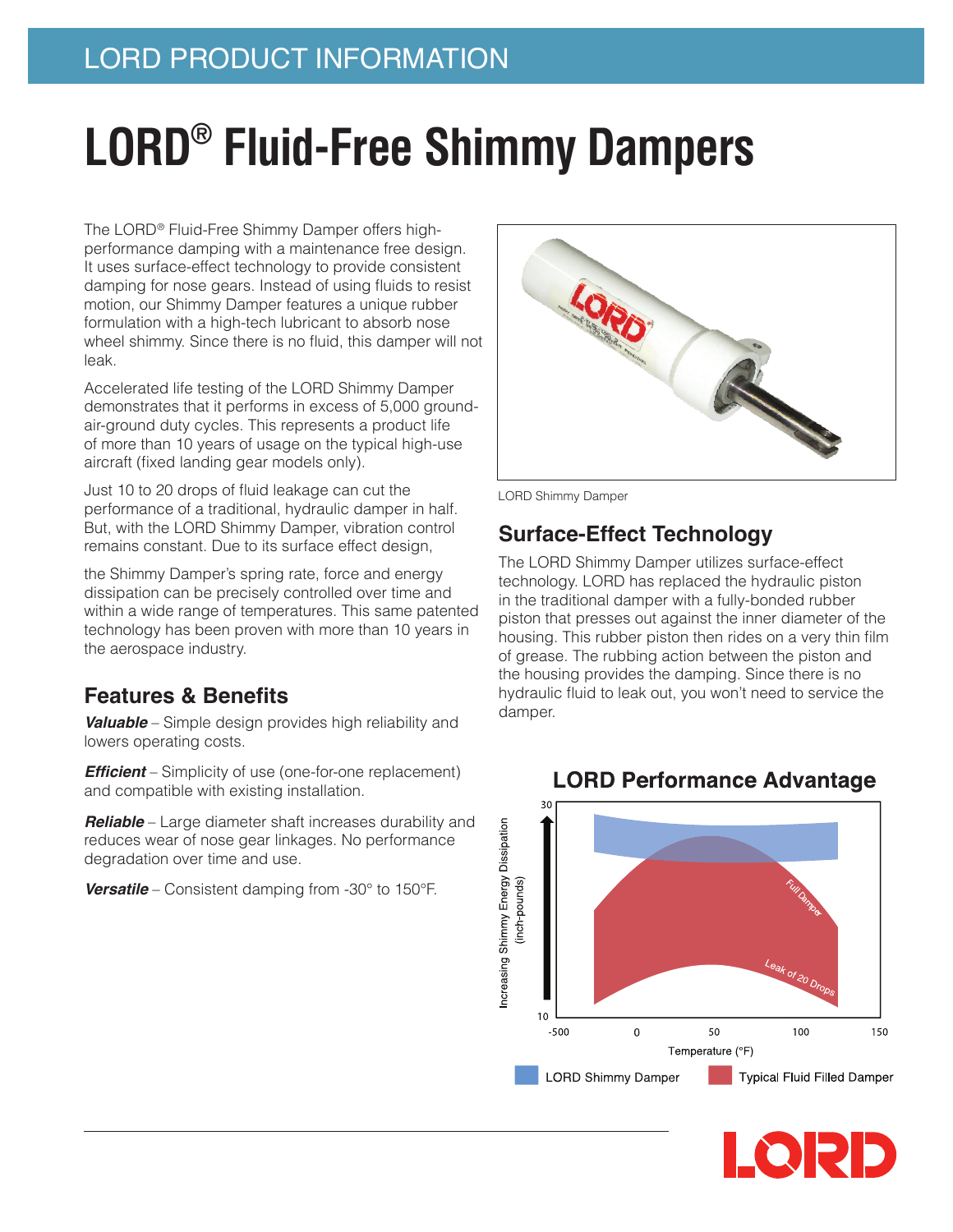LORD PRODUCT INFORMATION

# LORD® Fluid-Free Shimmy Dampers

The LORD® Fluid-Free Shimmy Damper offers high-performance damping with a maintenance free design. It uses surface-effect technology to provide consistent damping for nose gears. Instead of using fluids to resist motion, our Shimmy Damper features a unique rubber formulation with a high-tech lubricant to absorb nose wheel shimmy. Since there is no fluid, this damper will not leak.

Accelerated life testing of the LORD Shimmy Damper demonstrates that it performs in excess of 5,000 ground-air-ground duty cycles. This represents a product life of more than 10 years of usage on the typical high-use aircraft (fixed landing gear models only).

Just 10 to 20 drops of fluid leakage can cut the performance of a traditional, hydraulic damper in half. But, with the LORD Shimmy Damper, vibration control remains constant. Due to its surface effect design, the Shimmy Damper's spring rate, force and energy dissipation can be precisely controlled over time and within a wide range of temperatures. This same patented technology has been proven with more than 10 years in the aerospace industry.

## Features & Benefits

***Valuable*** – Simple design provides high reliability and lowers operating costs.

***Efficient*** – Simplicity of use (one-for-one replacement) and compatible with existing installation.

***Reliable*** – Large diameter shaft increases durability and reduces wear of nose gear linkages. No performance degradation over time and use.

***Versatile*** – Consistent damping from -30° to 150°F.

LORD Shimmy Damper

## Surface-Effect Technology

The LORD Shimmy Damper utilizes surface-effect technology. LORD has replaced the hydraulic piston in the traditional damper with a fully-bonded rubber piston that presses out against the inner diameter of the housing. This rubber piston then rides on a very thin film of grease. The rubbing action between the piston and the housing provides the damping. Since there is no hydraulic fluid to leak out, you won't need to service the damper.

## LORD Performance Advantage

Increasing Shimmy Energy Dissipation (inch-pounds)

Temperature (°F)

Full Damper

Leak of 20 Drops

LORD Shimmy Damper | Typical Fluid Filled Damper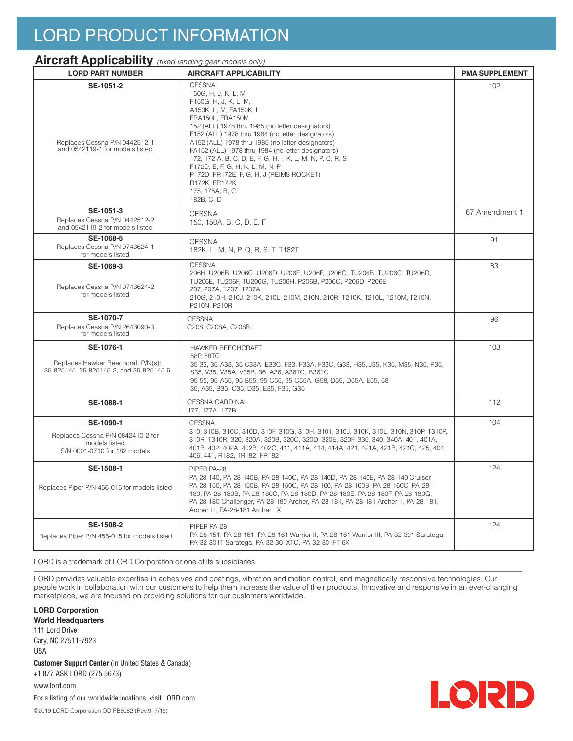# LORD PRODUCT INFORMATION

## Aircraft Applicability *(fixed landing gear models only)*

| LORD PART NUMBER | AIRCRAFT APPLICABILITY | PMA SUPPLEMENT |
|---|---|---|
| **SE-1051-2**<br>Replaces Cessna P/N 0442512-1 and 0542119-1 for models listed | CESSNA<br>150G, H, J, K, L, M<br>F150G, H, J, K, L, M,<br>A150K, L, M, FA150K, L<br>FRA150L, FRA150M<br>152 (ALL) 1978 thru 1985 (no letter designators)<br>F152 (ALL) 1978 thru 1984 (no letter designators)<br>A152 (ALL) 1978 thru 1985 (no letter designators)<br>FA152 (ALL) 1978 thru 1984 (no letter designators)<br>172, 172 A, B, C, D, E, F, G, H, I, K, L, M, N, P, Q, R, S<br>F172D, E, F, G, H, K, L, M, N, P<br>P172D, FR172E, F, G, H, J (REIMS ROCKET)<br>R172K, FR172K<br>175, 175A, B, C<br>182B, C, D | 102 |
| **SE-1051-3**<br>Replaces Cessna P/N 0442512-2 and 0542119-2 for models listed | CESSNA<br>150, 150A, B, C, D, E, F | 67 Amendment 1 |
| **SE-1068-5**<br>Replaces Cessna P/N 0743624-1 for models listed | CESSNA<br>182K, L, M, N, P, Q, R, S, T, T182T | 91 |
| **SE-1069-3**<br>Replaces Cessna P/N 0743624-2 for models listed | CESSNA<br>206H, U206B, U206C, U206D, U206E, U206F, U206G, TU206B, TU206C, TU206D, TU206E, TU206F, TU206G, TU206H, P206B, P206C, P206D, P206E<br>207, 207A, T207, T207A<br>210G, 210H, 210J, 210K, 210L, 210M, 210N, 210R, T210K, T210L, T210M, T210N, P210N, P210R | 83 |
| **SE-1070-7**<br>Replaces Cessna P/N 2643090-3 for models listed | CESSNA<br>C208, C208A, C208B | 96 |
| **SE-1076-1**<br>Replaces Hawker Beechcraft P/N(s): 35-825145, 35-825145-2, and 35-825145-6 | HAWKER BEECHCRAFT<br>58P, 58TC<br>35-33, 35-A33, 35-C33A, E33C, F33, F33A, F33C, G33, H35, J35, K35, M35, N35, P35, S35, V35, V35A, V35B, 36, A36, A36TC, B36TC<br>95-55, 95-A55, 95-B55, 95-C55, 95-C55A, G58, D55, D55A, E55, 58<br>35, A35, B35, C35, D35, E35, F35, G35 | 103 |
| **SE-1088-1** | CESSNA CARDINAL<br>177, 177A, 177B | 112 |
| **SE-1090-1**<br>Replaces Cessna P/N 0842410-2 for models listed<br>S/N 0001-0710 for 182 models | CESSNA<br>310, 310B, 310C, 310D, 310F, 310G, 310H, 3101, 310J, 310K, 310L, 310N, 310P, T310P, 310R, T310R, 320, 320A, 320B, 320C, 320D, 320E, 320F, 335, 340, 340A, 401, 401A, 401B, 402, 402A, 402B, 402C, 411, 411A, 414, 414A, 421, 421A, 421B, 421C, 425, 404, 406, 441, R182, TR182, FR182 | 104 |
| **SE-1508-1**<br>Replaces Piper P/N 456-015 for models listed | PIPER PA-28<br>PA-28-140, PA-28-140B, PA-28-140C, PA-28-140D, PA-28-140E, PA-28-140 Cruiser, PA-28-150, PA-28-150B, PA-28-150C, PA-28-160, PA-28-160B, PA-28-160C, PA-28-180, PA-28-180B, PA-28-180C, PA-28-180D, PA-28-180E, PA-28-180F, PA-28-180G, PA-28-180 Challenger, PA-28-180 Archer, PA-28-181, PA-28-181 Archer II, PA-28-181, Archer III, PA-28-181 Archer LX | 124 |
| **SE-1508-2**<br>Replaces Piper P/N 456-015 for models listed | PIPER PA-28<br>PA-28-151, PA-28-161, PA-28-161 Warrior II, PA-28-161 Warrior III, PA-32-301 Saratoga, PA-32-301T Saratoga, PA-32-301XTC, PA-32-301FT 6X | 124 |

LORD is a trademark of LORD Corporation or one of its subsidiaries.

LORD provides valuable expertise in adhesives and coatings, vibration and motion control, and magnetically responsive technologies. Our people work in collaboration with our customers to help them increase the value of their products. Innovative and responsive in an ever-changing marketplace, we are focused on providing solutions for our customers worldwide.

**LORD Corporation**
**World Headquarters**
111 Lord Drive
Cary, NC 27511-7923
USA

**Customer Support Center** (in United States & Canada)
+1 877 ASK LORD (275 5673)

www.lord.com

For a listing of our worldwide locations, visit LORD.com.

©2019 LORD Corporation OD PB6062 (Rev.9 7/19)